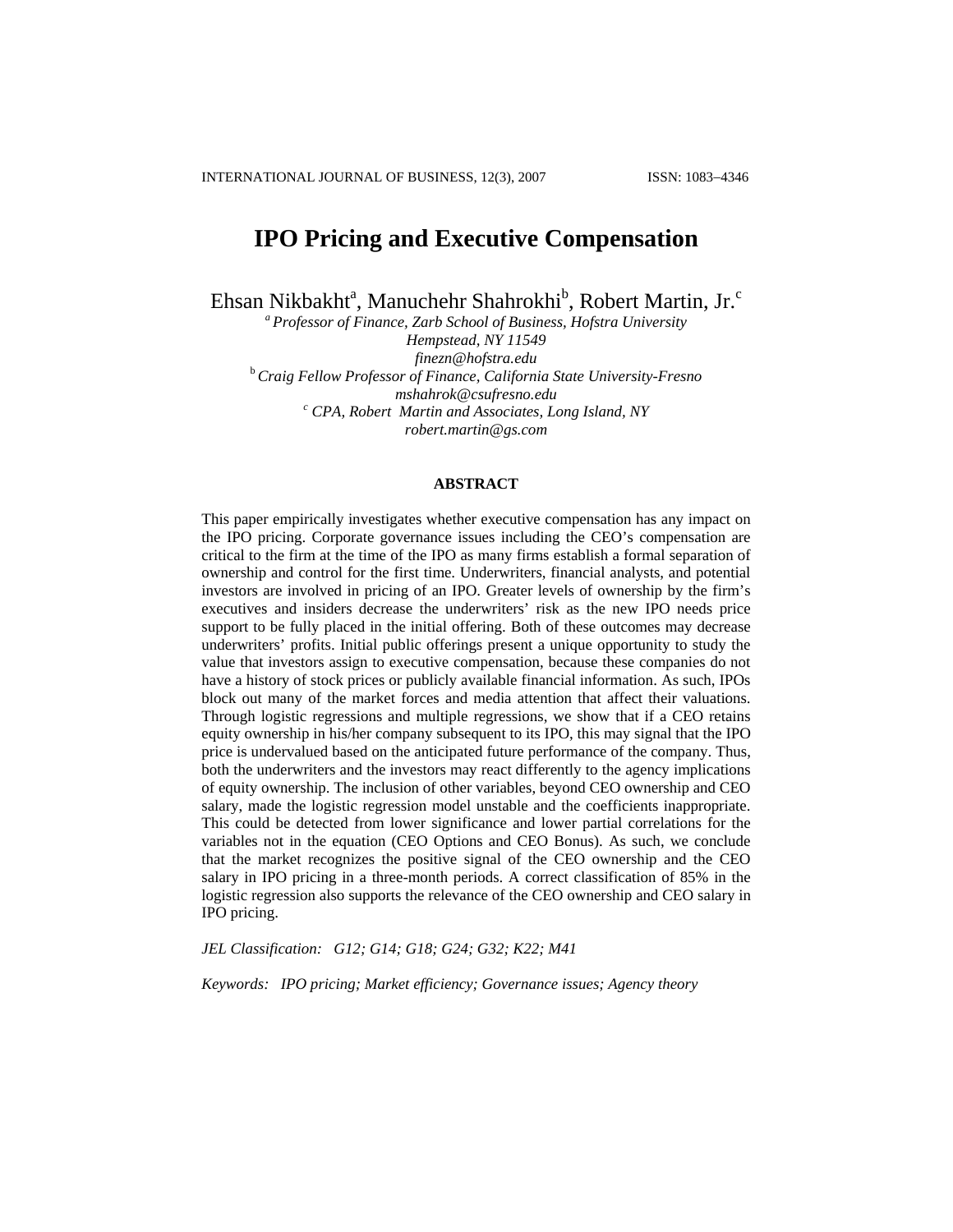# IPO Pricing and Executive Compensation

Ehsan Nikbakht[a], Manuchehr Shahrokhi[b], Robert Martin, Jr.[c]

[a] *Professor of Finance, Zarb School of Business, Hofstra University*
*Hempstead, NY 11549*
*finezn@hofstra.edu*

[b] *Craig Fellow Professor of Finance, California State University-Fresno*
*mshahrok@csufresno.edu*

[c] *CPA, Robert Martin and Associates, Long Island, NY*
*robert.martin@gs.com*

## ABSTRACT

This paper empirically investigates whether executive compensation has any impact on the IPO pricing. Corporate governance issues including the CEO's compensation are critical to the firm at the time of the IPO as many firms establish a formal separation of ownership and control for the first time. Underwriters, financial analysts, and potential investors are involved in pricing of an IPO. Greater levels of ownership by the firm's executives and insiders decrease the underwriters' risk as the new IPO needs price support to be fully placed in the initial offering. Both of these outcomes may decrease underwriters' profits. Initial public offerings present a unique opportunity to study the value that investors assign to executive compensation, because these companies do not have a history of stock prices or publicly available financial information. As such, IPOs block out many of the market forces and media attention that affect their valuations. Through logistic regressions and multiple regressions, we show that if a CEO retains equity ownership in his/her company subsequent to its IPO, this may signal that the IPO price is undervalued based on the anticipated future performance of the company. Thus, both the underwriters and the investors may react differently to the agency implications of equity ownership. The inclusion of other variables, beyond CEO ownership and CEO salary, made the logistic regression model unstable and the coefficients inappropriate. This could be detected from lower significance and lower partial correlations for the variables not in the equation (CEO Options and CEO Bonus). As such, we conclude that the market recognizes the positive signal of the CEO ownership and the CEO salary in IPO pricing in a three-month periods. A correct classification of 85% in the logistic regression also supports the relevance of the CEO ownership and CEO salary in IPO pricing.

*JEL Classification: G12; G14; G18; G24; G32; K22; M41*

*Keywords: IPO pricing; Market efficiency; Governance issues; Agency theory*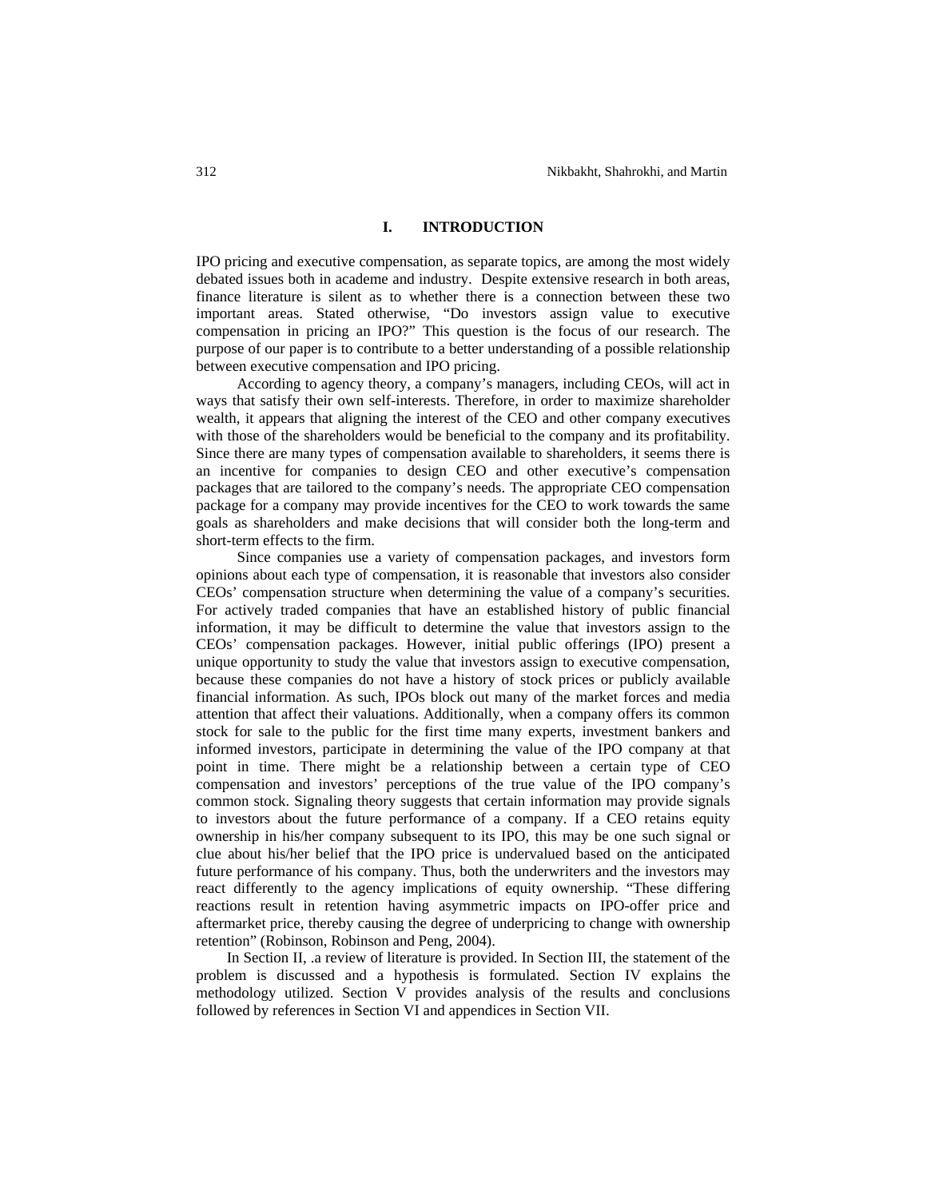## I. INTRODUCTION

IPO pricing and executive compensation, as separate topics, are among the most widely debated issues both in academe and industry. Despite extensive research in both areas, finance literature is silent as to whether there is a connection between these two important areas. Stated otherwise, "Do investors assign value to executive compensation in pricing an IPO?" This question is the focus of our research. The purpose of our paper is to contribute to a better understanding of a possible relationship between executive compensation and IPO pricing.

According to agency theory, a company's managers, including CEOs, will act in ways that satisfy their own self-interests. Therefore, in order to maximize shareholder wealth, it appears that aligning the interest of the CEO and other company executives with those of the shareholders would be beneficial to the company and its profitability. Since there are many types of compensation available to shareholders, it seems there is an incentive for companies to design CEO and other executive's compensation packages that are tailored to the company's needs. The appropriate CEO compensation package for a company may provide incentives for the CEO to work towards the same goals as shareholders and make decisions that will consider both the long-term and short-term effects to the firm.

Since companies use a variety of compensation packages, and investors form opinions about each type of compensation, it is reasonable that investors also consider CEOs' compensation structure when determining the value of a company's securities. For actively traded companies that have an established history of public financial information, it may be difficult to determine the value that investors assign to the CEOs' compensation packages. However, initial public offerings (IPO) present a unique opportunity to study the value that investors assign to executive compensation, because these companies do not have a history of stock prices or publicly available financial information. As such, IPOs block out many of the market forces and media attention that affect their valuations. Additionally, when a company offers its common stock for sale to the public for the first time many experts, investment bankers and informed investors, participate in determining the value of the IPO company at that point in time. There might be a relationship between a certain type of CEO compensation and investors' perceptions of the true value of the IPO company's common stock. Signaling theory suggests that certain information may provide signals to investors about the future performance of a company. If a CEO retains equity ownership in his/her company subsequent to its IPO, this may be one such signal or clue about his/her belief that the IPO price is undervalued based on the anticipated future performance of his company. Thus, both the underwriters and the investors may react differently to the agency implications of equity ownership. "These differing reactions result in retention having asymmetric impacts on IPO-offer price and aftermarket price, thereby causing the degree of underpricing to change with ownership retention" (Robinson, Robinson and Peng, 2004).

In Section II, .a review of literature is provided. In Section III, the statement of the problem is discussed and a hypothesis is formulated. Section IV explains the methodology utilized. Section V provides analysis of the results and conclusions followed by references in Section VI and appendices in Section VII.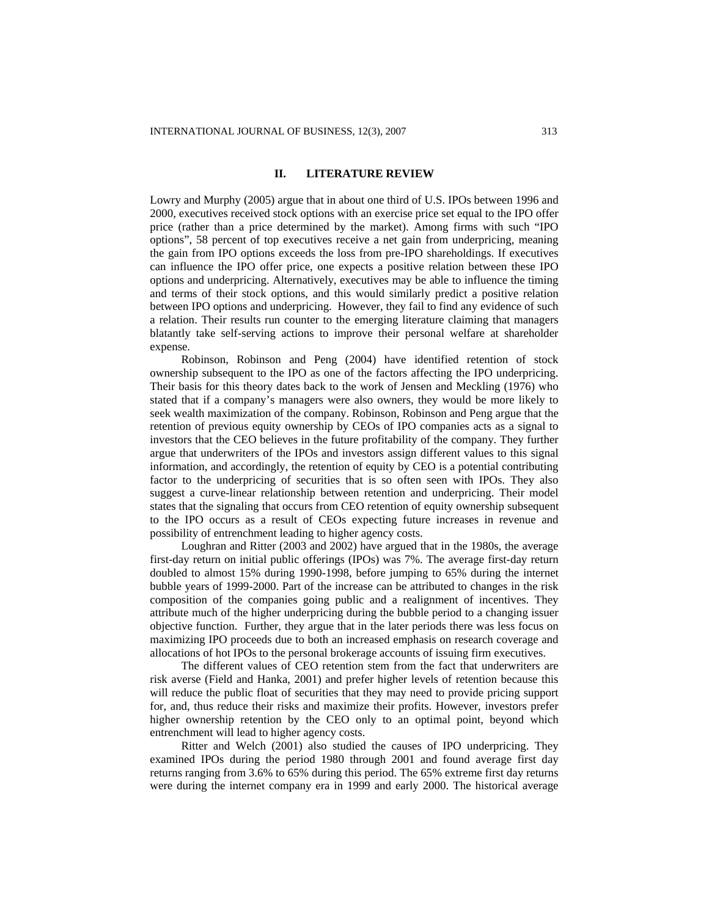## II. LITERATURE REVIEW

Lowry and Murphy (2005) argue that in about one third of U.S. IPOs between 1996 and 2000, executives received stock options with an exercise price set equal to the IPO offer price (rather than a price determined by the market). Among firms with such "IPO options", 58 percent of top executives receive a net gain from underpricing, meaning the gain from IPO options exceeds the loss from pre-IPO shareholdings. If executives can influence the IPO offer price, one expects a positive relation between these IPO options and underpricing. Alternatively, executives may be able to influence the timing and terms of their stock options, and this would similarly predict a positive relation between IPO options and underpricing. However, they fail to find any evidence of such a relation. Their results run counter to the emerging literature claiming that managers blatantly take self-serving actions to improve their personal welfare at shareholder expense.

Robinson, Robinson and Peng (2004) have identified retention of stock ownership subsequent to the IPO as one of the factors affecting the IPO underpricing. Their basis for this theory dates back to the work of Jensen and Meckling (1976) who stated that if a company's managers were also owners, they would be more likely to seek wealth maximization of the company. Robinson, Robinson and Peng argue that the retention of previous equity ownership by CEOs of IPO companies acts as a signal to investors that the CEO believes in the future profitability of the company. They further argue that underwriters of the IPOs and investors assign different values to this signal information, and accordingly, the retention of equity by CEO is a potential contributing factor to the underpricing of securities that is so often seen with IPOs. They also suggest a curve-linear relationship between retention and underpricing. Their model states that the signaling that occurs from CEO retention of equity ownership subsequent to the IPO occurs as a result of CEOs expecting future increases in revenue and possibility of entrenchment leading to higher agency costs.

Loughran and Ritter (2003 and 2002) have argued that in the 1980s, the average first-day return on initial public offerings (IPOs) was 7%. The average first-day return doubled to almost 15% during 1990-1998, before jumping to 65% during the internet bubble years of 1999-2000. Part of the increase can be attributed to changes in the risk composition of the companies going public and a realignment of incentives. They attribute much of the higher underpricing during the bubble period to a changing issuer objective function. Further, they argue that in the later periods there was less focus on maximizing IPO proceeds due to both an increased emphasis on research coverage and allocations of hot IPOs to the personal brokerage accounts of issuing firm executives.

The different values of CEO retention stem from the fact that underwriters are risk averse (Field and Hanka, 2001) and prefer higher levels of retention because this will reduce the public float of securities that they may need to provide pricing support for, and, thus reduce their risks and maximize their profits. However, investors prefer higher ownership retention by the CEO only to an optimal point, beyond which entrenchment will lead to higher agency costs.

Ritter and Welch (2001) also studied the causes of IPO underpricing. They examined IPOs during the period 1980 through 2001 and found average first day returns ranging from 3.6% to 65% during this period. The 65% extreme first day returns were during the internet company era in 1999 and early 2000. The historical average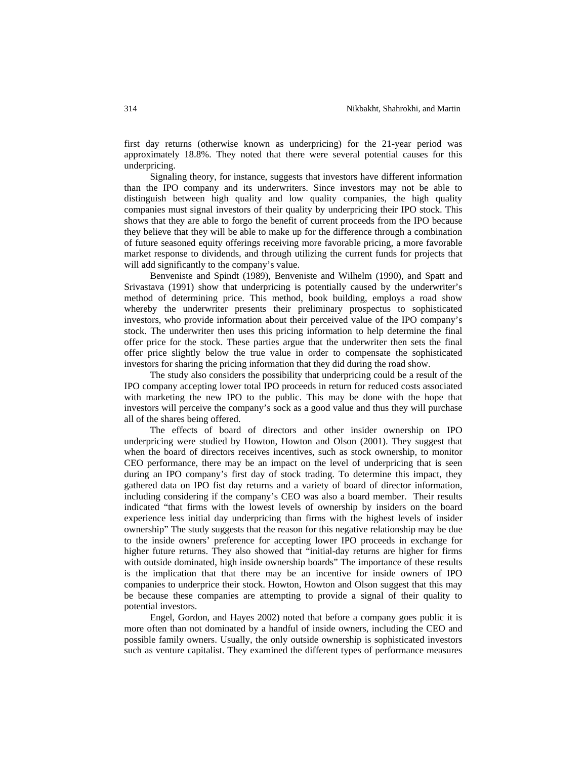first day returns (otherwise known as underpricing) for the 21-year period was approximately 18.8%. They noted that there were several potential causes for this underpricing.

Signaling theory, for instance, suggests that investors have different information than the IPO company and its underwriters. Since investors may not be able to distinguish between high quality and low quality companies, the high quality companies must signal investors of their quality by underpricing their IPO stock. This shows that they are able to forgo the benefit of current proceeds from the IPO because they believe that they will be able to make up for the difference through a combination of future seasoned equity offerings receiving more favorable pricing, a more favorable market response to dividends, and through utilizing the current funds for projects that will add significantly to the company's value.

Benveniste and Spindt (1989), Benveniste and Wilhelm (1990), and Spatt and Srivastava (1991) show that underpricing is potentially caused by the underwriter's method of determining price. This method, book building, employs a road show whereby the underwriter presents their preliminary prospectus to sophisticated investors, who provide information about their perceived value of the IPO company's stock. The underwriter then uses this pricing information to help determine the final offer price for the stock. These parties argue that the underwriter then sets the final offer price slightly below the true value in order to compensate the sophisticated investors for sharing the pricing information that they did during the road show.

The study also considers the possibility that underpricing could be a result of the IPO company accepting lower total IPO proceeds in return for reduced costs associated with marketing the new IPO to the public. This may be done with the hope that investors will perceive the company's sock as a good value and thus they will purchase all of the shares being offered.

The effects of board of directors and other insider ownership on IPO underpricing were studied by Howton, Howton and Olson (2001). They suggest that when the board of directors receives incentives, such as stock ownership, to monitor CEO performance, there may be an impact on the level of underpricing that is seen during an IPO company's first day of stock trading. To determine this impact, they gathered data on IPO fist day returns and a variety of board of director information, including considering if the company's CEO was also a board member. Their results indicated "that firms with the lowest levels of ownership by insiders on the board experience less initial day underpricing than firms with the highest levels of insider ownership" The study suggests that the reason for this negative relationship may be due to the inside owners' preference for accepting lower IPO proceeds in exchange for higher future returns. They also showed that "initial-day returns are higher for firms with outside dominated, high inside ownership boards" The importance of these results is the implication that that there may be an incentive for inside owners of IPO companies to underprice their stock. Howton, Howton and Olson suggest that this may be because these companies are attempting to provide a signal of their quality to potential investors.

Engel, Gordon, and Hayes 2002) noted that before a company goes public it is more often than not dominated by a handful of inside owners, including the CEO and possible family owners. Usually, the only outside ownership is sophisticated investors such as venture capitalist. They examined the different types of performance measures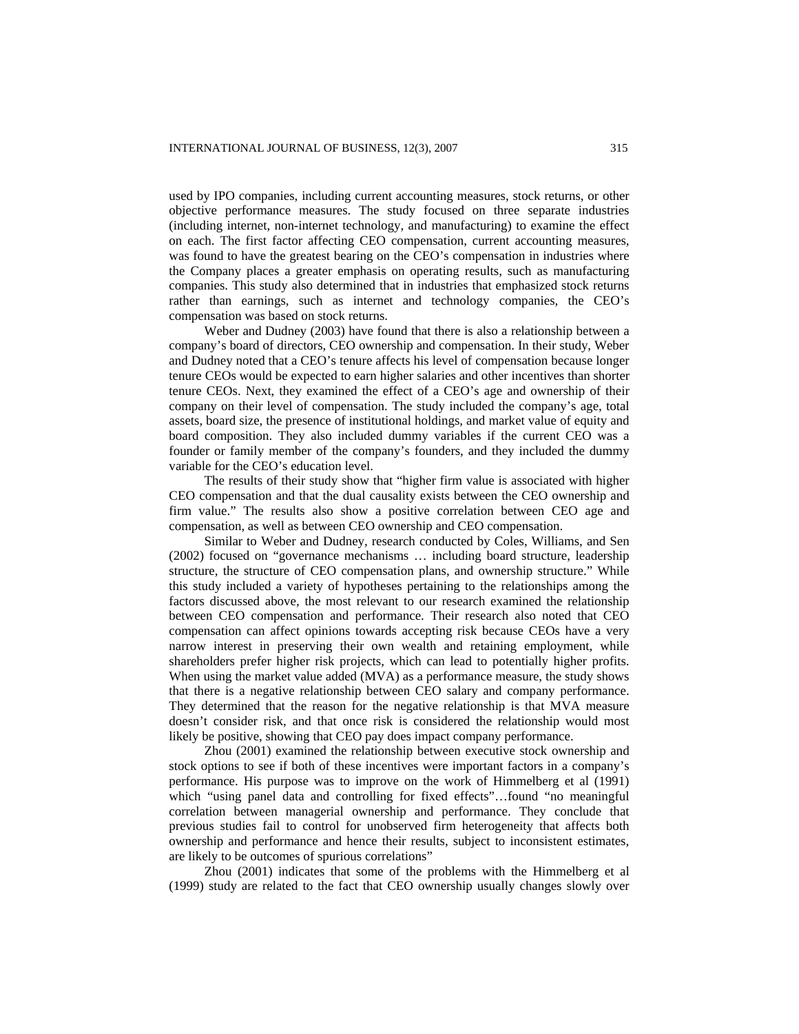used by IPO companies, including current accounting measures, stock returns, or other objective performance measures. The study focused on three separate industries (including internet, non-internet technology, and manufacturing) to examine the effect on each. The first factor affecting CEO compensation, current accounting measures, was found to have the greatest bearing on the CEO's compensation in industries where the Company places a greater emphasis on operating results, such as manufacturing companies. This study also determined that in industries that emphasized stock returns rather than earnings, such as internet and technology companies, the CEO's compensation was based on stock returns.

Weber and Dudney (2003) have found that there is also a relationship between a company's board of directors, CEO ownership and compensation. In their study, Weber and Dudney noted that a CEO's tenure affects his level of compensation because longer tenure CEOs would be expected to earn higher salaries and other incentives than shorter tenure CEOs. Next, they examined the effect of a CEO's age and ownership of their company on their level of compensation. The study included the company's age, total assets, board size, the presence of institutional holdings, and market value of equity and board composition. They also included dummy variables if the current CEO was a founder or family member of the company's founders, and they included the dummy variable for the CEO's education level.

The results of their study show that "higher firm value is associated with higher CEO compensation and that the dual causality exists between the CEO ownership and firm value." The results also show a positive correlation between CEO age and compensation, as well as between CEO ownership and CEO compensation.

Similar to Weber and Dudney, research conducted by Coles, Williams, and Sen (2002) focused on "governance mechanisms … including board structure, leadership structure, the structure of CEO compensation plans, and ownership structure." While this study included a variety of hypotheses pertaining to the relationships among the factors discussed above, the most relevant to our research examined the relationship between CEO compensation and performance. Their research also noted that CEO compensation can affect opinions towards accepting risk because CEOs have a very narrow interest in preserving their own wealth and retaining employment, while shareholders prefer higher risk projects, which can lead to potentially higher profits. When using the market value added (MVA) as a performance measure, the study shows that there is a negative relationship between CEO salary and company performance. They determined that the reason for the negative relationship is that MVA measure doesn't consider risk, and that once risk is considered the relationship would most likely be positive, showing that CEO pay does impact company performance.

Zhou (2001) examined the relationship between executive stock ownership and stock options to see if both of these incentives were important factors in a company's performance. His purpose was to improve on the work of Himmelberg et al (1991) which "using panel data and controlling for fixed effects"…found "no meaningful correlation between managerial ownership and performance. They conclude that previous studies fail to control for unobserved firm heterogeneity that affects both ownership and performance and hence their results, subject to inconsistent estimates, are likely to be outcomes of spurious correlations"

Zhou (2001) indicates that some of the problems with the Himmelberg et al (1999) study are related to the fact that CEO ownership usually changes slowly over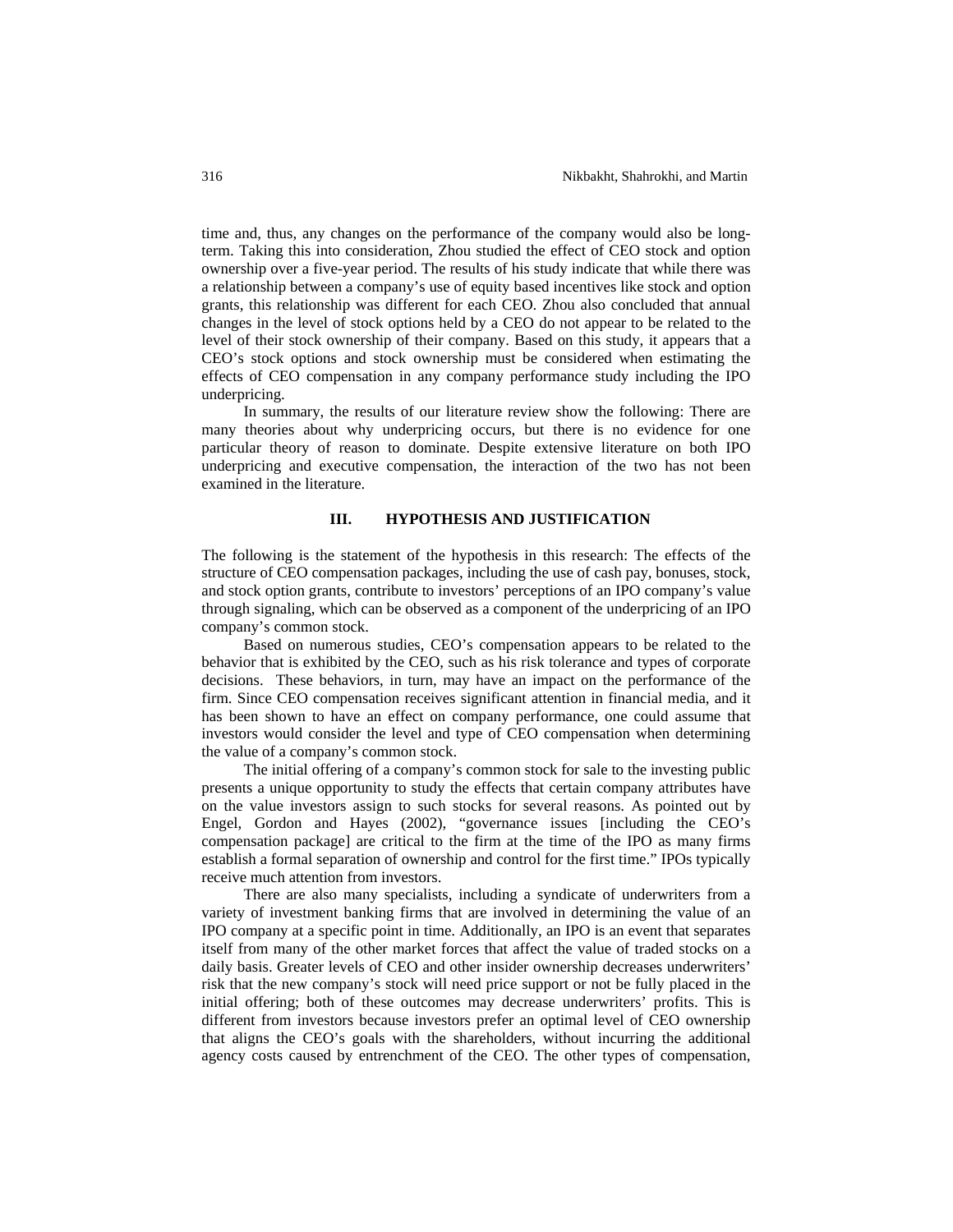time and, thus, any changes on the performance of the company would also be long-term. Taking this into consideration, Zhou studied the effect of CEO stock and option ownership over a five-year period. The results of his study indicate that while there was a relationship between a company's use of equity based incentives like stock and option grants, this relationship was different for each CEO. Zhou also concluded that annual changes in the level of stock options held by a CEO do not appear to be related to the level of their stock ownership of their company. Based on this study, it appears that a CEO's stock options and stock ownership must be considered when estimating the effects of CEO compensation in any company performance study including the IPO underpricing.

In summary, the results of our literature review show the following: There are many theories about why underpricing occurs, but there is no evidence for one particular theory of reason to dominate. Despite extensive literature on both IPO underpricing and executive compensation, the interaction of the two has not been examined in the literature.

## III. HYPOTHESIS AND JUSTIFICATION

The following is the statement of the hypothesis in this research: The effects of the structure of CEO compensation packages, including the use of cash pay, bonuses, stock, and stock option grants, contribute to investors' perceptions of an IPO company's value through signaling, which can be observed as a component of the underpricing of an IPO company's common stock.

Based on numerous studies, CEO's compensation appears to be related to the behavior that is exhibited by the CEO, such as his risk tolerance and types of corporate decisions. These behaviors, in turn, may have an impact on the performance of the firm. Since CEO compensation receives significant attention in financial media, and it has been shown to have an effect on company performance, one could assume that investors would consider the level and type of CEO compensation when determining the value of a company's common stock.

The initial offering of a company's common stock for sale to the investing public presents a unique opportunity to study the effects that certain company attributes have on the value investors assign to such stocks for several reasons. As pointed out by Engel, Gordon and Hayes (2002), "governance issues [including the CEO's compensation package] are critical to the firm at the time of the IPO as many firms establish a formal separation of ownership and control for the first time." IPOs typically receive much attention from investors.

There are also many specialists, including a syndicate of underwriters from a variety of investment banking firms that are involved in determining the value of an IPO company at a specific point in time. Additionally, an IPO is an event that separates itself from many of the other market forces that affect the value of traded stocks on a daily basis. Greater levels of CEO and other insider ownership decreases underwriters' risk that the new company's stock will need price support or not be fully placed in the initial offering; both of these outcomes may decrease underwriters' profits. This is different from investors because investors prefer an optimal level of CEO ownership that aligns the CEO's goals with the shareholders, without incurring the additional agency costs caused by entrenchment of the CEO. The other types of compensation,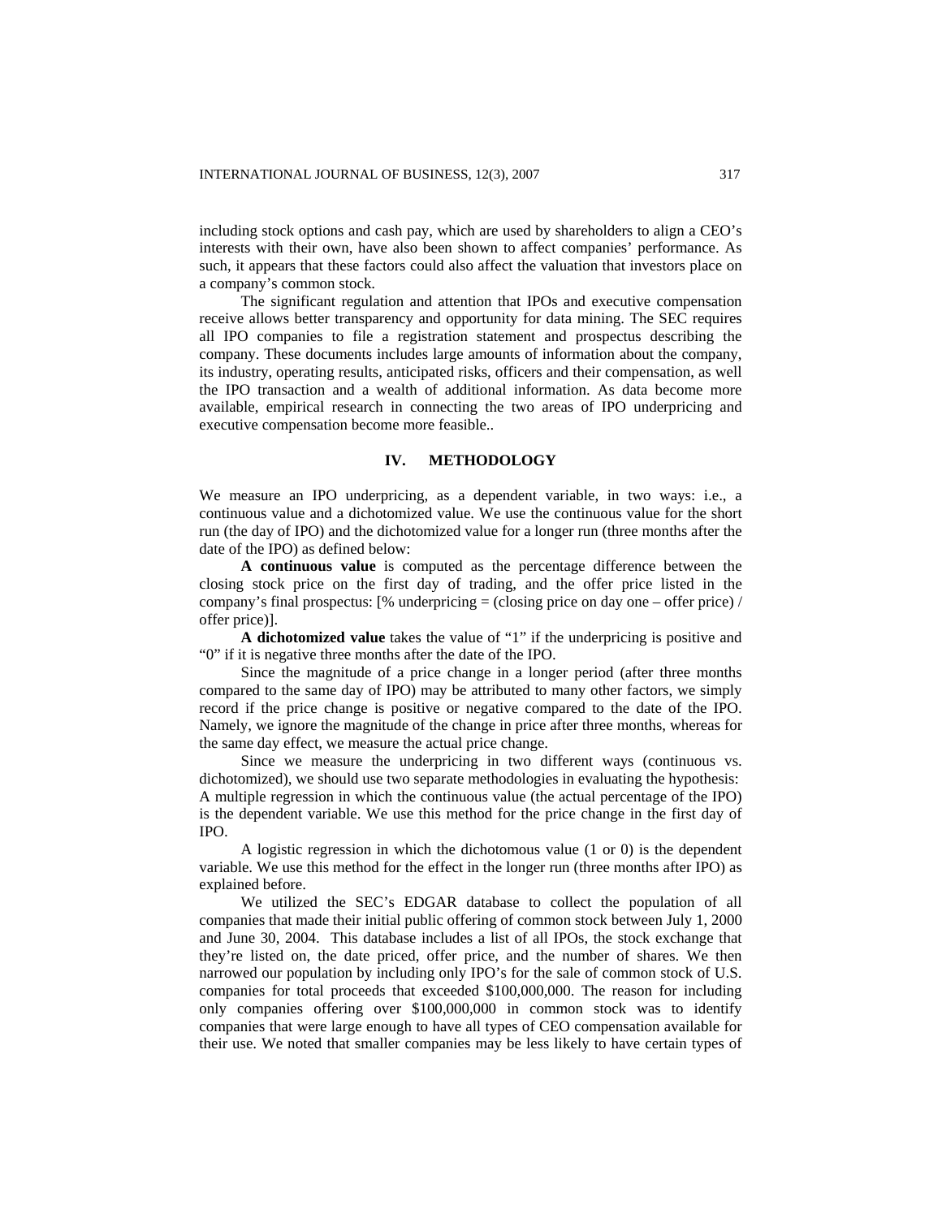including stock options and cash pay, which are used by shareholders to align a CEO's interests with their own, have also been shown to affect companies' performance. As such, it appears that these factors could also affect the valuation that investors place on a company's common stock.

The significant regulation and attention that IPOs and executive compensation receive allows better transparency and opportunity for data mining. The SEC requires all IPO companies to file a registration statement and prospectus describing the company. These documents includes large amounts of information about the company, its industry, operating results, anticipated risks, officers and their compensation, as well the IPO transaction and a wealth of additional information. As data become more available, empirical research in connecting the two areas of IPO underpricing and executive compensation become more feasible..

## IV. METHODOLOGY

We measure an IPO underpricing, as a dependent variable, in two ways: i.e., a continuous value and a dichotomized value. We use the continuous value for the short run (the day of IPO) and the dichotomized value for a longer run (three months after the date of the IPO) as defined below:

**A continuous value** is computed as the percentage difference between the closing stock price on the first day of trading, and the offer price listed in the company's final prospectus: [% underpricing = (closing price on day one – offer price) / offer price)].

**A dichotomized value** takes the value of "1" if the underpricing is positive and "0" if it is negative three months after the date of the IPO.

Since the magnitude of a price change in a longer period (after three months compared to the same day of IPO) may be attributed to many other factors, we simply record if the price change is positive or negative compared to the date of the IPO. Namely, we ignore the magnitude of the change in price after three months, whereas for the same day effect, we measure the actual price change.

Since we measure the underpricing in two different ways (continuous vs. dichotomized), we should use two separate methodologies in evaluating the hypothesis: A multiple regression in which the continuous value (the actual percentage of the IPO) is the dependent variable. We use this method for the price change in the first day of IPO.

A logistic regression in which the dichotomous value (1 or 0) is the dependent variable. We use this method for the effect in the longer run (three months after IPO) as explained before.

We utilized the SEC's EDGAR database to collect the population of all companies that made their initial public offering of common stock between July 1, 2000 and June 30, 2004. This database includes a list of all IPOs, the stock exchange that they're listed on, the date priced, offer price, and the number of shares. We then narrowed our population by including only IPO's for the sale of common stock of U.S. companies for total proceeds that exceeded $100,000,000. The reason for including only companies offering over $100,000,000 in common stock was to identify companies that were large enough to have all types of CEO compensation available for their use. We noted that smaller companies may be less likely to have certain types of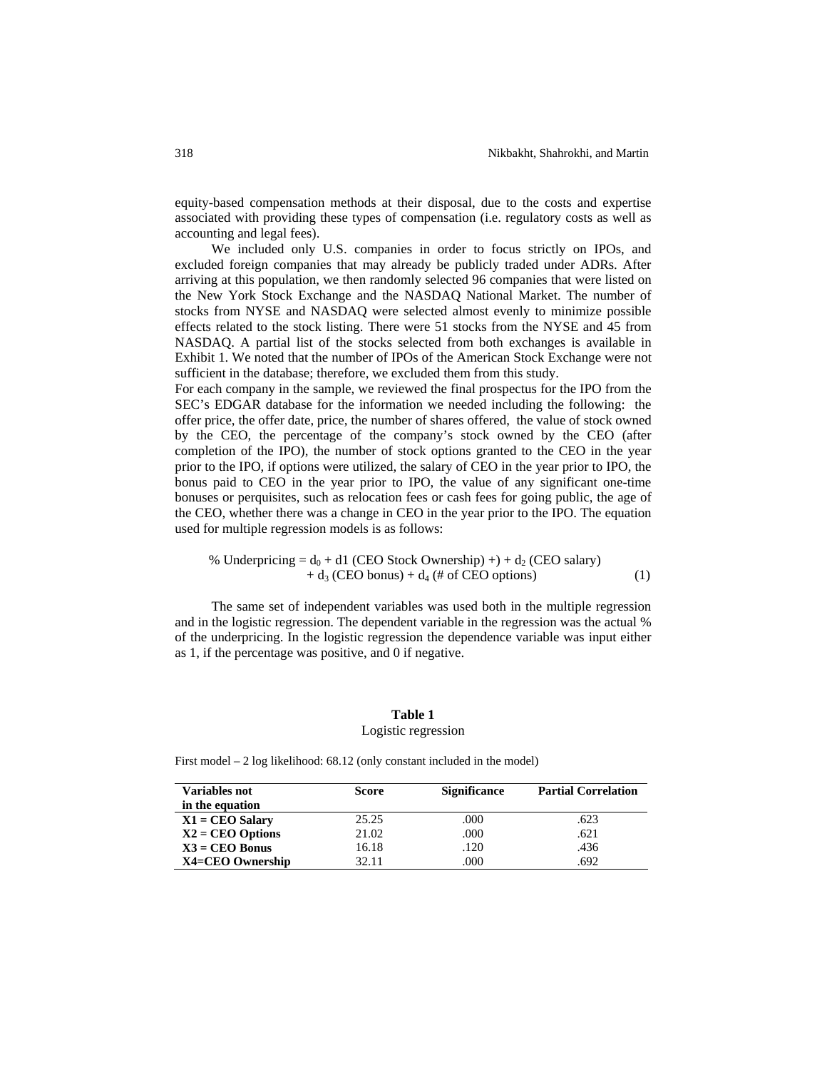equity-based compensation methods at their disposal, due to the costs and expertise associated with providing these types of compensation (i.e. regulatory costs as well as accounting and legal fees).

We included only U.S. companies in order to focus strictly on IPOs, and excluded foreign companies that may already be publicly traded under ADRs. After arriving at this population, we then randomly selected 96 companies that were listed on the New York Stock Exchange and the NASDAQ National Market. The number of stocks from NYSE and NASDAQ were selected almost evenly to minimize possible effects related to the stock listing. There were 51 stocks from the NYSE and 45 from NASDAQ. A partial list of the stocks selected from both exchanges is available in Exhibit 1. We noted that the number of IPOs of the American Stock Exchange were not sufficient in the database; therefore, we excluded them from this study.

For each company in the sample, we reviewed the final prospectus for the IPO from the SEC's EDGAR database for the information we needed including the following: the offer price, the offer date, price, the number of shares offered, the value of stock owned by the CEO, the percentage of the company's stock owned by the CEO (after completion of the IPO), the number of stock options granted to the CEO in the year prior to the IPO, if options were utilized, the salary of CEO in the year prior to IPO, the bonus paid to CEO in the year prior to IPO, the value of any significant one-time bonuses or perquisites, such as relocation fees or cash fees for going public, the age of the CEO, whether there was a change in CEO in the year prior to the IPO. The equation used for multiple regression models is as follows:

$$\text{\% Underpricing} = d_0 + \text{d1 (CEO Stock Ownership)} +) + d_2 \text{(CEO salary)} + d_3 \text{(CEO bonus)} + d_4 \text{(\# of CEO options)} \quad (1)$$

The same set of independent variables was used both in the multiple regression and in the logistic regression. The dependent variable in the regression was the actual % of the underpricing. In the logistic regression the dependence variable was input either as 1, if the percentage was positive, and 0 if negative.

**Table 1**

Logistic regression

First model – 2 log likelihood: 68.12 (only constant included in the model)

| Variables not in the equation | Score | Significance | Partial Correlation |
|---|---|---|---|
| **X1 = CEO Salary** | 25.25 | .000 | .623 |
| **X2 = CEO Options** | 21.02 | .000 | .621 |
| **X3 = CEO Bonus** | 16.18 | .120 | .436 |
| **X4=CEO Ownership** | 32.11 | .000 | .692 |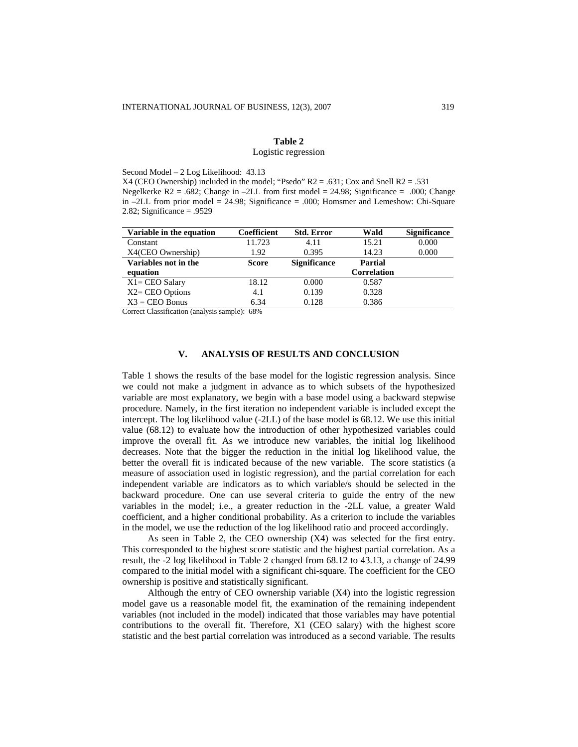**Table 2**
Logistic regression

Second Model – 2 Log Likelihood: 43.13
X4 (CEO Ownership) included in the model; "Psedo" $R2 = .631$; Cox and Snell $R2 = .531$ Negelkerke $R2 = .682$; Change in –2LL from first model = 24.98; Significance = .000; Change in –2LL from prior model = 24.98; Significance = .000; Homsmer and Lemeshow: Chi-Square 2.82; Significance = .9529

| Variable in the equation | Coefficient | Std. Error | Wald | Significance |
|---|---|---|---|---|
| Constant | 11.723 | 4.11 | 15.21 | 0.000 |
| X4(CEO Ownership) | 1.92 | 0.395 | 14.23 | 0.000 |
| **Variables not in the equation** | **Score** | **Significance** | **Partial Correlation** | |
| X1= CEO Salary | 18.12 | 0.000 | 0.587 | |
| X2= CEO Options | 4.1 | 0.139 | 0.328 | |
| X3 = CEO Bonus | 6.34 | 0.128 | 0.386 | |

Correct Classification (analysis sample): 68%

## V. ANALYSIS OF RESULTS AND CONCLUSION

Table 1 shows the results of the base model for the logistic regression analysis. Since we could not make a judgment in advance as to which subsets of the hypothesized variable are most explanatory, we begin with a base model using a backward stepwise procedure. Namely, in the first iteration no independent variable is included except the intercept. The log likelihood value (-2LL) of the base model is 68.12. We use this initial value (68.12) to evaluate how the introduction of other hypothesized variables could improve the overall fit. As we introduce new variables, the initial log likelihood decreases. Note that the bigger the reduction in the initial log likelihood value, the better the overall fit is indicated because of the new variable. The score statistics (a measure of association used in logistic regression), and the partial correlation for each independent variable are indicators as to which variable/s should be selected in the backward procedure. One can use several criteria to guide the entry of the new variables in the model; i.e., a greater reduction in the -2LL value, a greater Wald coefficient, and a higher conditional probability. As a criterion to include the variables in the model, we use the reduction of the log likelihood ratio and proceed accordingly.

As seen in Table 2, the CEO ownership (X4) was selected for the first entry. This corresponded to the highest score statistic and the highest partial correlation. As a result, the -2 log likelihood in Table 2 changed from 68.12 to 43.13, a change of 24.99 compared to the initial model with a significant chi-square. The coefficient for the CEO ownership is positive and statistically significant.

Although the entry of CEO ownership variable (X4) into the logistic regression model gave us a reasonable model fit, the examination of the remaining independent variables (not included in the model) indicated that those variables may have potential contributions to the overall fit. Therefore, X1 (CEO salary) with the highest score statistic and the best partial correlation was introduced as a second variable. The results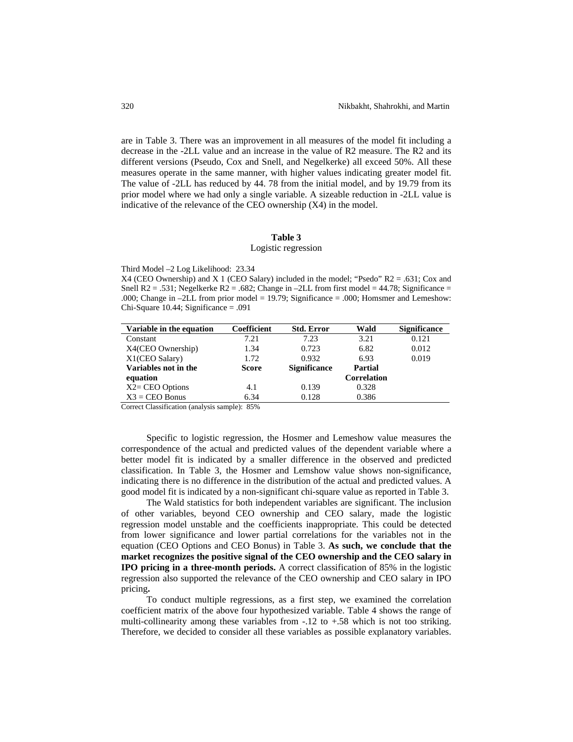are in Table 3. There was an improvement in all measures of the model fit including a decrease in the -2LL value and an increase in the value of R2 measure. The R2 and its different versions (Pseudo, Cox and Snell, and Negelkerke) all exceed 50%. All these measures operate in the same manner, with higher values indicating greater model fit. The value of -2LL has reduced by 44. 78 from the initial model, and by 19.79 from its prior model where we had only a single variable. A sizeable reduction in -2LL value is indicative of the relevance of the CEO ownership (X4) in the model.

**Table 3**
Logistic regression

Third Model –2 Log Likelihood: 23.34

X4 (CEO Ownership) and X 1 (CEO Salary) included in the model; "Psedo" R2 = .631; Cox and Snell R2 = .531; Negelkerke R2 = .682; Change in –2LL from first model = 44.78; Significance = .000; Change in –2LL from prior model = 19.79; Significance = .000; Homsmer and Lemeshow: Chi-Square 10.44; Significance = .091

| **Variable in the equation** | **Coefficient** | **Std. Error** | **Wald** | **Significance** |
|---|---|---|---|---|
| Constant | 7.21 | 7.23 | 3.21 | 0.121 |
| X4(CEO Ownership) | 1.34 | 0.723 | 6.82 | 0.012 |
| X1(CEO Salary) | 1.72 | 0.932 | 6.93 | 0.019 |
| **Variables not in the equation** | **Score** | **Significance** | **Partial Correlation** | |
| X2= CEO Options | 4.1 | 0.139 | 0.328 | |
| X3 = CEO Bonus | 6.34 | 0.128 | 0.386 | |

Correct Classification (analysis sample): 85%

Specific to logistic regression, the Hosmer and Lemeshow value measures the correspondence of the actual and predicted values of the dependent variable where a better model fit is indicated by a smaller difference in the observed and predicted classification. In Table 3, the Hosmer and Lemshow value shows non-significance, indicating there is no difference in the distribution of the actual and predicted values. A good model fit is indicated by a non-significant chi-square value as reported in Table 3.

The Wald statistics for both independent variables are significant. The inclusion of other variables, beyond CEO ownership and CEO salary, made the logistic regression model unstable and the coefficients inappropriate. This could be detected from lower significance and lower partial correlations for the variables not in the equation (CEO Options and CEO Bonus) in Table 3. **As such, we conclude that the market recognizes the positive signal of the CEO ownership and the CEO salary in IPO pricing in a three-month periods.** A correct classification of 85% in the logistic regression also supported the relevance of the CEO ownership and CEO salary in IPO pricing**.**

To conduct multiple regressions, as a first step, we examined the correlation coefficient matrix of the above four hypothesized variable. Table 4 shows the range of multi-collinearity among these variables from -.12 to +.58 which is not too striking. Therefore, we decided to consider all these variables as possible explanatory variables.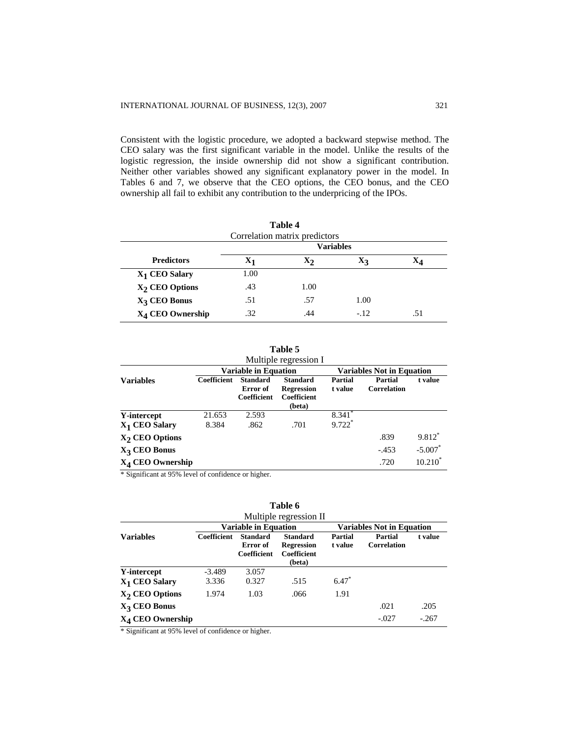Consistent with the logistic procedure, we adopted a backward stepwise method. The CEO salary was the first significant variable in the model. Unlike the results of the logistic regression, the inside ownership did not show a significant contribution. Neither other variables showed any significant explanatory power in the model. In Tables 6 and 7, we observe that the CEO options, the CEO bonus, and the CEO ownership all fail to exhibit any contribution to the underpricing of the IPOs.

**Table 4**

Correlation matrix predictors

| Predictors | Variables | | | |
|---|---|---|---|---|
| | $X_1$ | $X_2$ | $X_3$ | $X_4$ |
| $X_1$ CEO Salary | 1.00 | | | |
| $X_2$ CEO Options | .43 | 1.00 | | |
| $X_3$ CEO Bonus | .51 | .57 | 1.00 | |
| $X_4$ CEO Ownership | .32 | .44 | -.12 | .51 |

**Table 5**

Multiple regression I

| Variables | Variable in Equation | | | | Variables Not in Equation | |
|---|---|---|---|---|---|---|
| | Coefficient | Standard Error of Coefficient | Standard Regression Coefficient (beta) | Partial t value | Partial Correlation | t value |
| Y-intercept | 21.653 | 2.593 | | 8.341* | | |
| $X_1$ CEO Salary | 8.384 | .862 | .701 | 9.722* | | |
| $X_2$ CEO Options | | | | | .839 | 9.812* |
| $X_3$ CEO Bonus | | | | | -.453 | -5.007* |
| $X_4$ CEO Ownership | | | | | .720 | 10.210* |

\* Significant at 95% level of confidence or higher.

**Table 6**

Multiple regression II

| Variables | Variable in Equation | | | | Variables Not in Equation | |
|---|---|---|---|---|---|---|
| | Coefficient | Standard Error of Coefficient | Standard Regression Coefficient (beta) | Partial t value | Partial Correlation | t value |
| Y-intercept | -3.489 | 3.057 | | | | |
| $X_1$ CEO Salary | 3.336 | 0.327 | .515 | 6.47* | | |
| $X_2$ CEO Options | 1.974 | 1.03 | .066 | 1.91 | | |
| $X_3$ CEO Bonus | | | | | .021 | .205 |
| $X_4$ CEO Ownership | | | | | -.027 | -.267 |

\* Significant at 95% level of confidence or higher.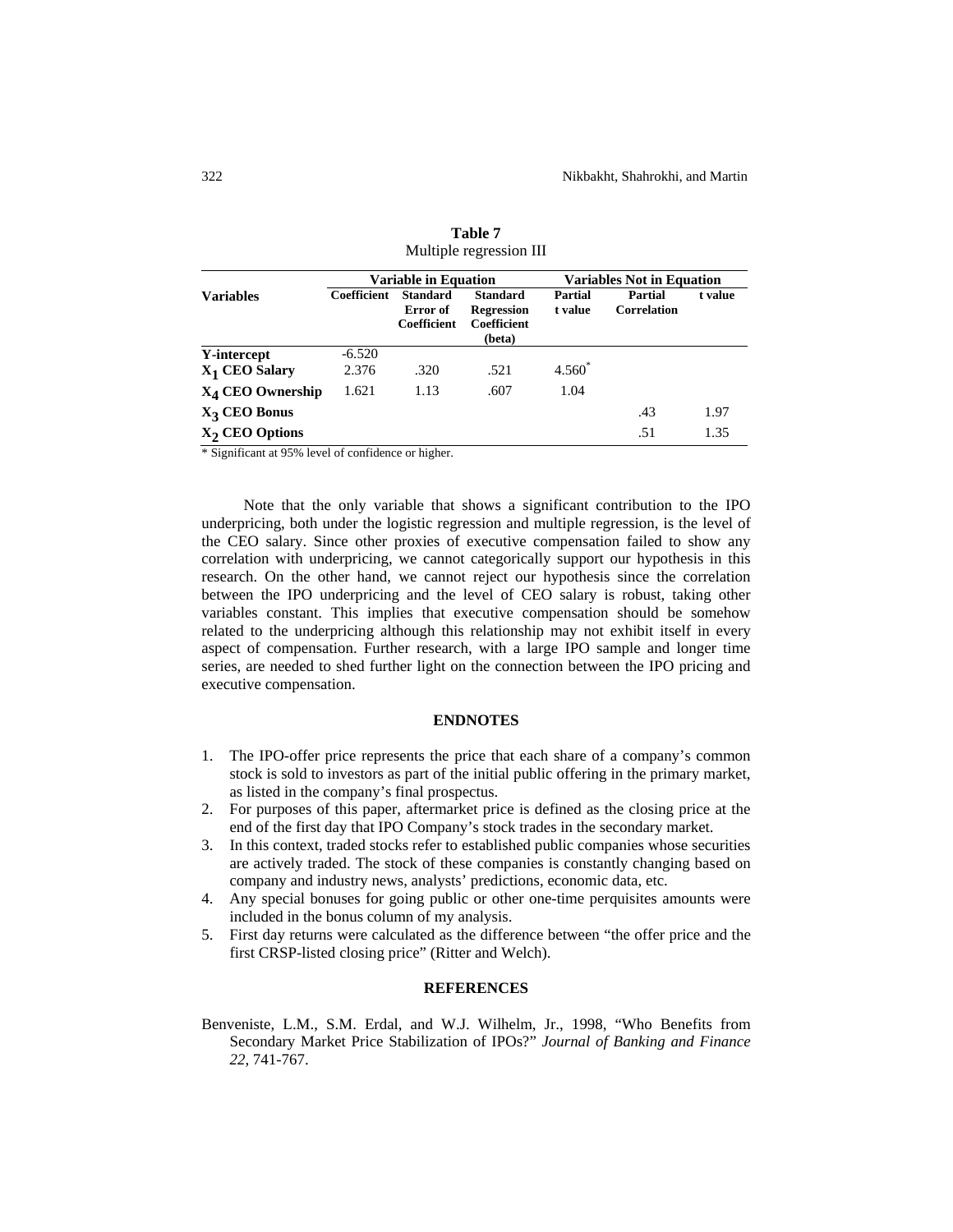**Table 7**
Multiple regression III

| Variables | Variable in Equation | | | | Variables Not in Equation | |
|---|---|---|---|---|---|---|
| | Coefficient | Standard Error of Coefficient | Standard Regression Coefficient (beta) | Partial t value | Partial Correlation | t value |
| **Y-intercept** | -6.520 | | | | | |
| **$X_1$ CEO Salary** | 2.376 | .320 | .521 | 4.560* | | |
| **$X_4$ CEO Ownership** | 1.621 | 1.13 | .607 | 1.04 | | |
| **$X_3$ CEO Bonus** | | | | | .43 | 1.97 |
| **$X_2$ CEO Options** | | | | | .51 | 1.35 |

\* Significant at 95% level of confidence or higher.

Note that the only variable that shows a significant contribution to the IPO underpricing, both under the logistic regression and multiple regression, is the level of the CEO salary. Since other proxies of executive compensation failed to show any correlation with underpricing, we cannot categorically support our hypothesis in this research. On the other hand, we cannot reject our hypothesis since the correlation between the IPO underpricing and the level of CEO salary is robust, taking other variables constant. This implies that executive compensation should be somehow related to the underpricing although this relationship may not exhibit itself in every aspect of compensation. Further research, with a large IPO sample and longer time series, are needed to shed further light on the connection between the IPO pricing and executive compensation.

## ENDNOTES

1. The IPO-offer price represents the price that each share of a company's common stock is sold to investors as part of the initial public offering in the primary market, as listed in the company's final prospectus.
2. For purposes of this paper, aftermarket price is defined as the closing price at the end of the first day that IPO Company's stock trades in the secondary market.
3. In this context, traded stocks refer to established public companies whose securities are actively traded. The stock of these companies is constantly changing based on company and industry news, analysts' predictions, economic data, etc.
4. Any special bonuses for going public or other one-time perquisites amounts were included in the bonus column of my analysis.
5. First day returns were calculated as the difference between "the offer price and the first CRSP-listed closing price" (Ritter and Welch).

## REFERENCES

Benveniste, L.M., S.M. Erdal, and W.J. Wilhelm, Jr., 1998, "Who Benefits from Secondary Market Price Stabilization of IPOs?" *Journal of Banking and Finance 22*, 741-767.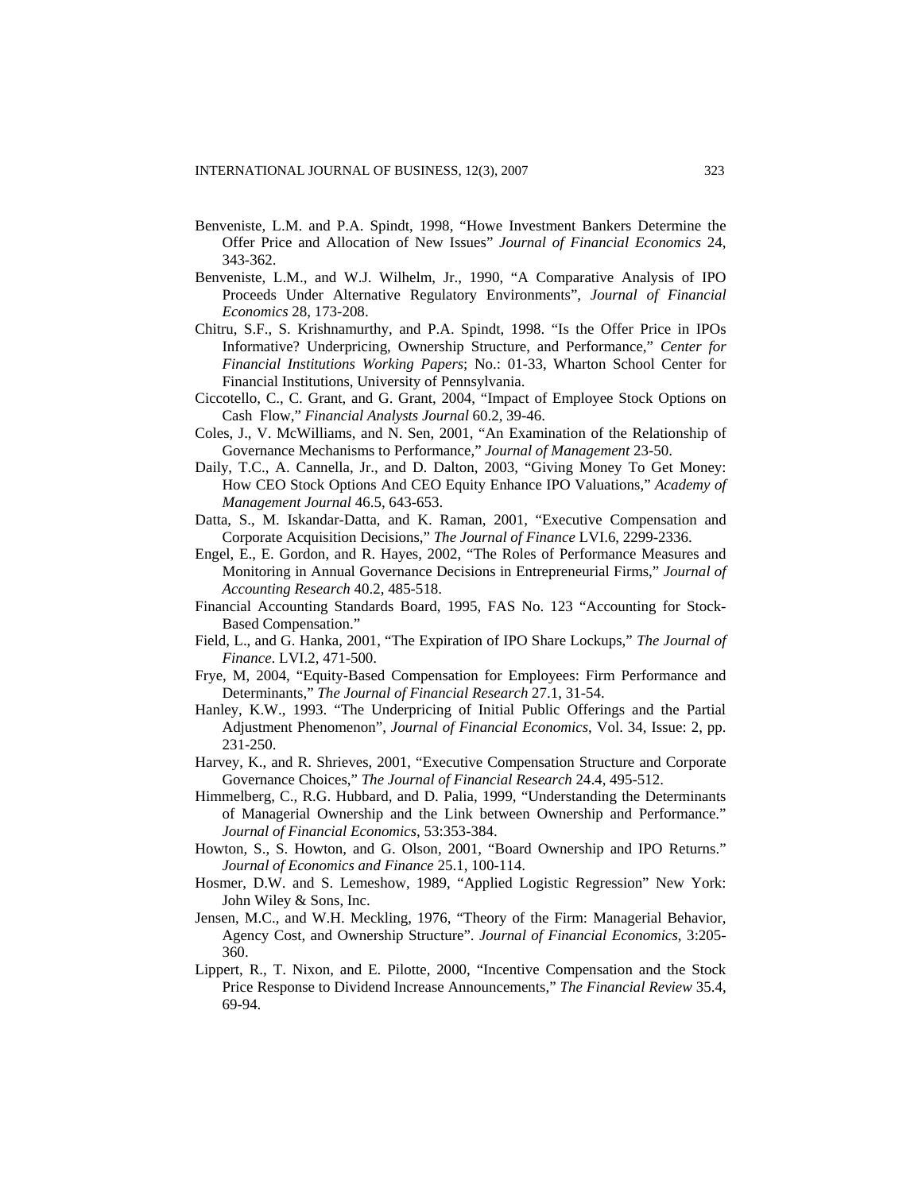Benveniste, L.M. and P.A. Spindt, 1998, “Howe Investment Bankers Determine the Offer Price and Allocation of New Issues” *Journal of Financial Economics* 24, 343-362.

Benveniste, L.M., and W.J. Wilhelm, Jr., 1990, “A Comparative Analysis of IPO Proceeds Under Alternative Regulatory Environments”, *Journal of Financial Economics* 28, 173-208.

Chitru, S.F., S. Krishnamurthy, and P.A. Spindt, 1998. “Is the Offer Price in IPOs Informative? Underpricing, Ownership Structure, and Performance,” *Center for Financial Institutions Working Papers*; No.: 01-33, Wharton School Center for Financial Institutions, University of Pennsylvania.

Ciccotello, C., C. Grant, and G. Grant, 2004, “Impact of Employee Stock Options on Cash Flow,” *Financial Analysts Journal* 60.2, 39-46.

Coles, J., V. McWilliams, and N. Sen, 2001, “An Examination of the Relationship of Governance Mechanisms to Performance,” *Journal of Management* 23-50.

Daily, T.C., A. Cannella, Jr., and D. Dalton, 2003, “Giving Money To Get Money: How CEO Stock Options And CEO Equity Enhance IPO Valuations,” *Academy of Management Journal* 46.5, 643-653.

Datta, S., M. Iskandar-Datta, and K. Raman, 2001, “Executive Compensation and Corporate Acquisition Decisions,” *The Journal of Finance* LVI.6, 2299-2336.

Engel, E., E. Gordon, and R. Hayes, 2002, “The Roles of Performance Measures and Monitoring in Annual Governance Decisions in Entrepreneurial Firms,” *Journal of Accounting Research* 40.2, 485-518.

Financial Accounting Standards Board, 1995, FAS No. 123 “Accounting for Stock-Based Compensation.”

Field, L., and G. Hanka, 2001, “The Expiration of IPO Share Lockups,” *The Journal of Finance*. LVI.2, 471-500.

Frye, M, 2004, “Equity-Based Compensation for Employees: Firm Performance and Determinants,” *The Journal of Financial Research* 27.1, 31-54.

Hanley, K.W., 1993. “The Underpricing of Initial Public Offerings and the Partial Adjustment Phenomenon”, *Journal of Financial Economics*, Vol. 34, Issue: 2, pp. 231-250.

Harvey, K., and R. Shrieves, 2001, “Executive Compensation Structure and Corporate Governance Choices,” *The Journal of Financial Research* 24.4, 495-512.

Himmelberg, C., R.G. Hubbard, and D. Palia, 1999, “Understanding the Determinants of Managerial Ownership and the Link between Ownership and Performance.” *Journal of Financial Economics*, 53:353-384.

Howton, S., S. Howton, and G. Olson, 2001, “Board Ownership and IPO Returns.” *Journal of Economics and Finance* 25.1, 100-114.

Hosmer, D.W. and S. Lemeshow, 1989, “Applied Logistic Regression” New York: John Wiley & Sons, Inc.

Jensen, M.C., and W.H. Meckling, 1976, “Theory of the Firm: Managerial Behavior, Agency Cost, and Ownership Structure”. *Journal of Financial Economics*, 3:205-360.

Lippert, R., T. Nixon, and E. Pilotte, 2000, “Incentive Compensation and the Stock Price Response to Dividend Increase Announcements,” *The Financial Review* 35.4, 69-94.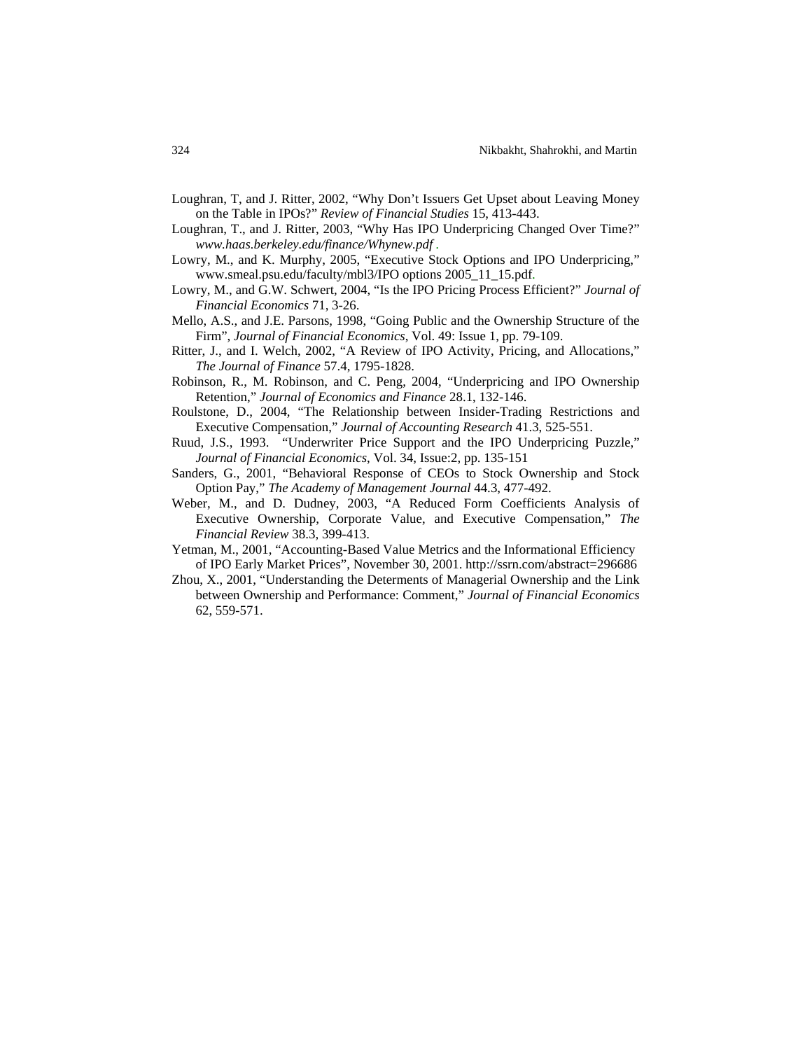Loughran, T, and J. Ritter, 2002, "Why Don't Issuers Get Upset about Leaving Money on the Table in IPOs?" *Review of Financial Studies* 15, 413-443.

Loughran, T., and J. Ritter, 2003, "Why Has IPO Underpricing Changed Over Time?" *www.haas.berkeley.edu/finance/Whynew.pdf* .

Lowry, M., and K. Murphy, 2005, "Executive Stock Options and IPO Underpricing," www.smeal.psu.edu/faculty/mbl3/IPO options 2005_11_15.pdf.

Lowry, M., and G.W. Schwert, 2004, "Is the IPO Pricing Process Efficient?" *Journal of Financial Economics* 71, 3-26.

Mello, A.S., and J.E. Parsons, 1998, "Going Public and the Ownership Structure of the Firm", *Journal of Financial Economics*, Vol. 49: Issue 1, pp. 79-109.

Ritter, J., and I. Welch, 2002, "A Review of IPO Activity, Pricing, and Allocations," *The Journal of Finance* 57.4, 1795-1828.

Robinson, R., M. Robinson, and C. Peng, 2004, "Underpricing and IPO Ownership Retention," *Journal of Economics and Finance* 28.1, 132-146.

Roulstone, D., 2004, "The Relationship between Insider-Trading Restrictions and Executive Compensation," *Journal of Accounting Research* 41.3, 525-551.

Ruud, J.S., 1993. "Underwriter Price Support and the IPO Underpricing Puzzle," *Journal of Financial Economics*, Vol. 34, Issue:2, pp. 135-151

Sanders, G., 2001, "Behavioral Response of CEOs to Stock Ownership and Stock Option Pay," *The Academy of Management Journal* 44.3, 477-492.

Weber, M., and D. Dudney, 2003, "A Reduced Form Coefficients Analysis of Executive Ownership, Corporate Value, and Executive Compensation," *The Financial Review* 38.3, 399-413.

Yetman, M., 2001, "Accounting-Based Value Metrics and the Informational Efficiency of IPO Early Market Prices", November 30, 2001. http://ssrn.com/abstract=296686

Zhou, X., 2001, "Understanding the Determents of Managerial Ownership and the Link between Ownership and Performance: Comment," *Journal of Financial Economics* 62, 559-571.